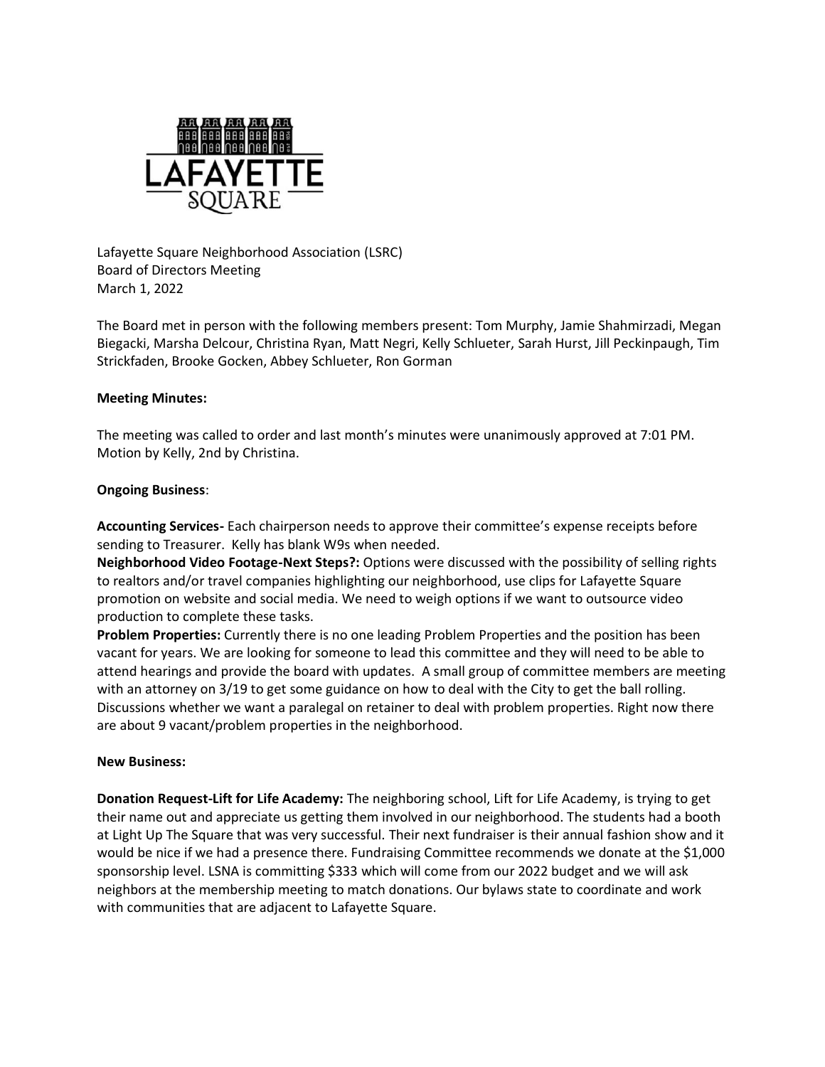Lafayette Square Neighborhood Association (LSRC)
Board of Directors Meeting
March 1, 2022

The Board met in person with the following members present: Tom Murphy, Jamie Shahmirzadi, Megan Biegacki, Marsha Delcour, Christina Ryan, Matt Negri, Kelly Schlueter, Sarah Hurst, Jill Peckinpaugh, Tim Strickfaden, Brooke Gocken, Abbey Schlueter, Ron Gorman

**Meeting Minutes:**

The meeting was called to order and last month's minutes were unanimously approved at 7:01 PM. Motion by Kelly, 2nd by Christina.

**Ongoing Business**:

**Accounting Services-** Each chairperson needs to approve their committee's expense receipts before sending to Treasurer. Kelly has blank W9s when needed.

**Neighborhood Video Footage-Next Steps?:** Options were discussed with the possibility of selling rights to realtors and/or travel companies highlighting our neighborhood, use clips for Lafayette Square promotion on website and social media. We need to weigh options if we want to outsource video production to complete these tasks.

**Problem Properties:** Currently there is no one leading Problem Properties and the position has been vacant for years. We are looking for someone to lead this committee and they will need to be able to attend hearings and provide the board with updates. A small group of committee members are meeting with an attorney on 3/19 to get some guidance on how to deal with the City to get the ball rolling. Discussions whether we want a paralegal on retainer to deal with problem properties. Right now there are about 9 vacant/problem properties in the neighborhood.

**New Business:**

**Donation Request-Lift for Life Academy:** The neighboring school, Lift for Life Academy, is trying to get their name out and appreciate us getting them involved in our neighborhood. The students had a booth at Light Up The Square that was very successful. Their next fundraiser is their annual fashion show and it would be nice if we had a presence there. Fundraising Committee recommends we donate at the $1,000 sponsorship level. LSNA is committing $333 which will come from our 2022 budget and we will ask neighbors at the membership meeting to match donations. Our bylaws state to coordinate and work with communities that are adjacent to Lafayette Square.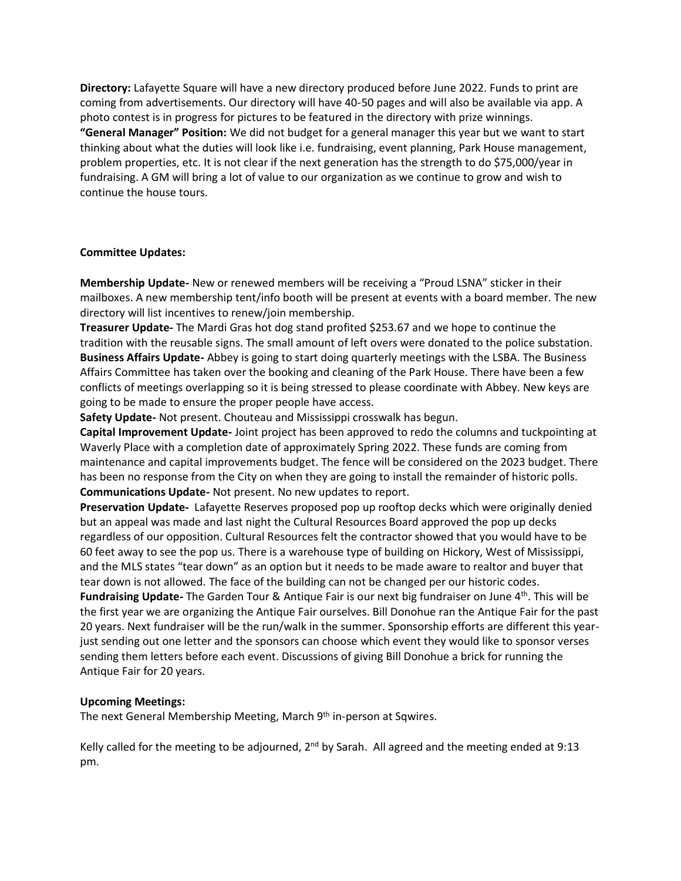**Directory:** Lafayette Square will have a new directory produced before June 2022. Funds to print are coming from advertisements. Our directory will have 40-50 pages and will also be available via app. A photo contest is in progress for pictures to be featured in the directory with prize winnings.
**"General Manager" Position:** We did not budget for a general manager this year but we want to start thinking about what the duties will look like i.e. fundraising, event planning, Park House management, problem properties, etc. It is not clear if the next generation has the strength to do $75,000/year in fundraising. A GM will bring a lot of value to our organization as we continue to grow and wish to continue the house tours.

**Committee Updates:**

**Membership Update-** New or renewed members will be receiving a "Proud LSNA" sticker in their mailboxes. A new membership tent/info booth will be present at events with a board member. The new directory will list incentives to renew/join membership.
**Treasurer Update-** The Mardi Gras hot dog stand profited $253.67 and we hope to continue the tradition with the reusable signs. The small amount of left overs were donated to the police substation.
**Business Affairs Update-** Abbey is going to start doing quarterly meetings with the LSBA. The Business Affairs Committee has taken over the booking and cleaning of the Park House. There have been a few conflicts of meetings overlapping so it is being stressed to please coordinate with Abbey. New keys are going to be made to ensure the proper people have access.
**Safety Update-** Not present. Chouteau and Mississippi crosswalk has begun.
**Capital Improvement Update-** Joint project has been approved to redo the columns and tuckpointing at Waverly Place with a completion date of approximately Spring 2022. These funds are coming from maintenance and capital improvements budget. The fence will be considered on the 2023 budget. There has been no response from the City on when they are going to install the remainder of historic polls.
**Communications Update-** Not present. No new updates to report.
**Preservation Update-** Lafayette Reserves proposed pop up rooftop decks which were originally denied but an appeal was made and last night the Cultural Resources Board approved the pop up decks regardless of our opposition. Cultural Resources felt the contractor showed that you would have to be 60 feet away to see the pop us. There is a warehouse type of building on Hickory, West of Mississippi, and the MLS states "tear down" as an option but it needs to be made aware to realtor and buyer that tear down is not allowed. The face of the building can not be changed per our historic codes.
**Fundraising Update-** The Garden Tour & Antique Fair is our next big fundraiser on June 4th. This will be the first year we are organizing the Antique Fair ourselves. Bill Donohue ran the Antique Fair for the past 20 years. Next fundraiser will be the run/walk in the summer. Sponsorship efforts are different this year- just sending out one letter and the sponsors can choose which event they would like to sponsor verses sending them letters before each event. Discussions of giving Bill Donohue a brick for running the Antique Fair for 20 years.

**Upcoming Meetings:**
The next General Membership Meeting, March 9th in-person at Sqwires.

Kelly called for the meeting to be adjourned, 2nd by Sarah. All agreed and the meeting ended at 9:13 pm.